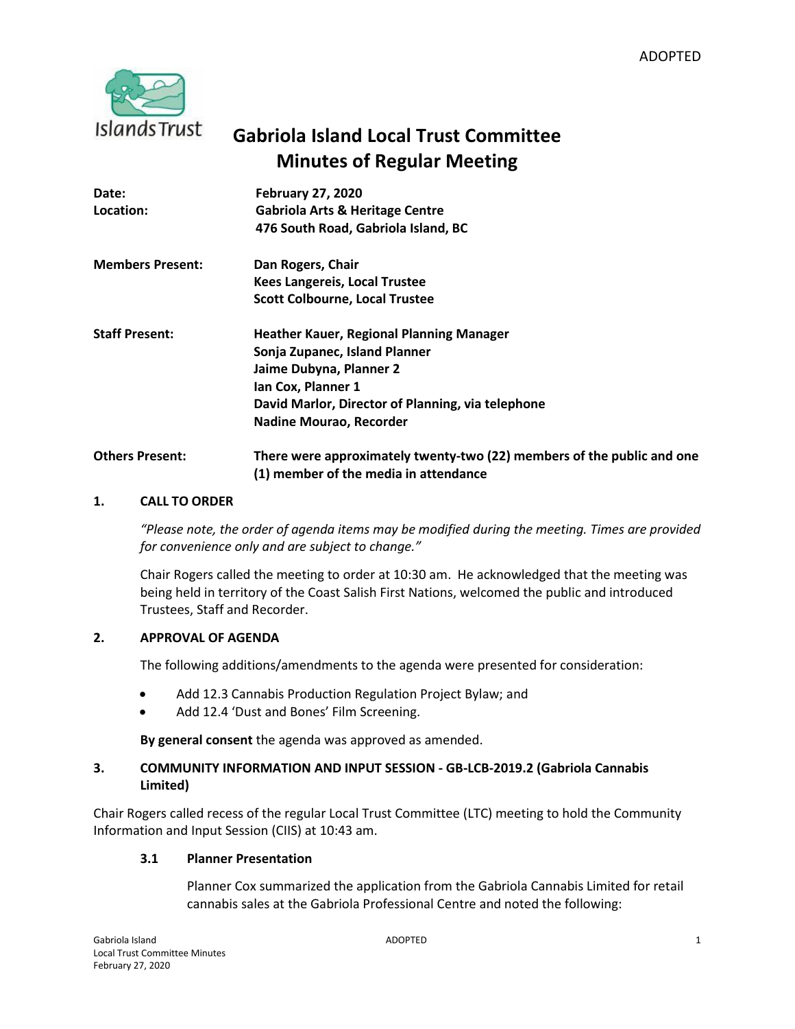ADOPTED

# Gabriola Island Local Trust Committee
## Minutes of Regular Meeting

| | |
|---|---|
| **Date:** | **February 27, 2020** |
| **Location:** | **Gabriola Arts & Heritage Centre**<br>**476 South Road, Gabriola Island, BC** |
| **Members Present:** | **Dan Rogers, Chair**<br>**Kees Langereis, Local Trustee**<br>**Scott Colbourne, Local Trustee** |
| **Staff Present:** | **Heather Kauer, Regional Planning Manager**<br>**Sonja Zupanec, Island Planner**<br>**Jaime Dubyna, Planner 2**<br>**Ian Cox, Planner 1**<br>**David Marlor, Director of Planning, via telephone**<br>**Nadine Mourao, Recorder** |
| **Others Present:** | **There were approximately twenty-two (22) members of the public and one (1) member of the media in attendance** |

## 1. CALL TO ORDER

*"Please note, the order of agenda items may be modified during the meeting. Times are provided for convenience only and are subject to change."*

Chair Rogers called the meeting to order at 10:30 am. He acknowledged that the meeting was being held in territory of the Coast Salish First Nations, welcomed the public and introduced Trustees, Staff and Recorder.

## 2. APPROVAL OF AGENDA

The following additions/amendments to the agenda were presented for consideration:

- Add 12.3 Cannabis Production Regulation Project Bylaw; and
- Add 12.4 'Dust and Bones' Film Screening.

**By general consent** the agenda was approved as amended.

## 3. COMMUNITY INFORMATION AND INPUT SESSION - GB-LCB-2019.2 (Gabriola Cannabis Limited)

Chair Rogers called recess of the regular Local Trust Committee (LTC) meeting to hold the Community Information and Input Session (CIIS) at 10:43 am.

### 3.1 Planner Presentation

Planner Cox summarized the application from the Gabriola Cannabis Limited for retail cannabis sales at the Gabriola Professional Centre and noted the following: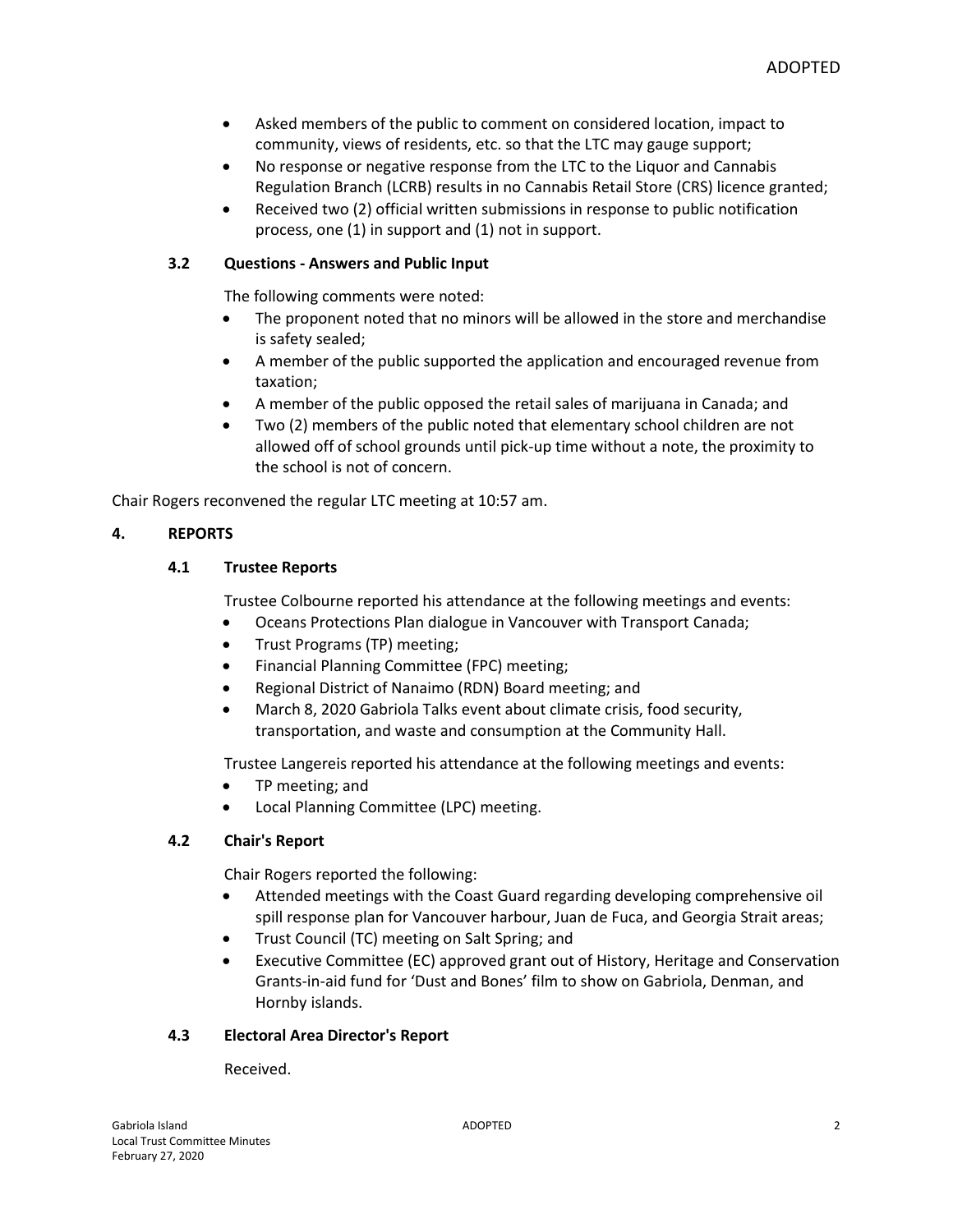- Asked members of the public to comment on considered location, impact to community, views of residents, etc. so that the LTC may gauge support;
- No response or negative response from the LTC to the Liquor and Cannabis Regulation Branch (LCRB) results in no Cannabis Retail Store (CRS) licence granted;
- Received two (2) official written submissions in response to public notification process, one (1) in support and (1) not in support.

### 3.2 Questions - Answers and Public Input

The following comments were noted:

- The proponent noted that no minors will be allowed in the store and merchandise is safety sealed;
- A member of the public supported the application and encouraged revenue from taxation;
- A member of the public opposed the retail sales of marijuana in Canada; and
- Two (2) members of the public noted that elementary school children are not allowed off of school grounds until pick-up time without a note, the proximity to the school is not of concern.

Chair Rogers reconvened the regular LTC meeting at 10:57 am.

## 4. REPORTS

### 4.1 Trustee Reports

Trustee Colbourne reported his attendance at the following meetings and events:

- Oceans Protections Plan dialogue in Vancouver with Transport Canada;
- Trust Programs (TP) meeting;
- Financial Planning Committee (FPC) meeting;
- Regional District of Nanaimo (RDN) Board meeting; and
- March 8, 2020 Gabriola Talks event about climate crisis, food security, transportation, and waste and consumption at the Community Hall.

Trustee Langereis reported his attendance at the following meetings and events:

- TP meeting; and
- Local Planning Committee (LPC) meeting.

### 4.2 Chair's Report

Chair Rogers reported the following:

- Attended meetings with the Coast Guard regarding developing comprehensive oil spill response plan for Vancouver harbour, Juan de Fuca, and Georgia Strait areas;
- Trust Council (TC) meeting on Salt Spring; and
- Executive Committee (EC) approved grant out of History, Heritage and Conservation Grants-in-aid fund for 'Dust and Bones' film to show on Gabriola, Denman, and Hornby islands.

### 4.3 Electoral Area Director's Report

Received.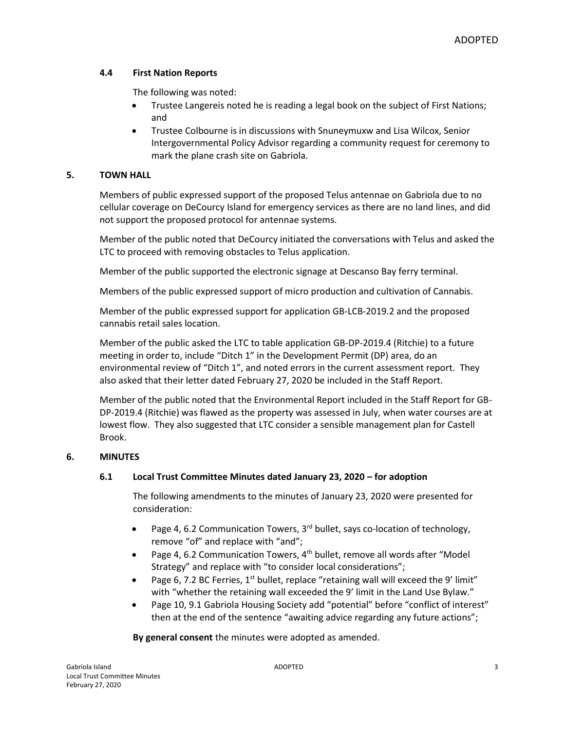### 4.4 First Nation Reports

The following was noted:

- Trustee Langereis noted he is reading a legal book on the subject of First Nations; and
- Trustee Colbourne is in discussions with Snuneymuxw and Lisa Wilcox, Senior Intergovernmental Policy Advisor regarding a community request for ceremony to mark the plane crash site on Gabriola.

## 5. TOWN HALL

Members of public expressed support of the proposed Telus antennae on Gabriola due to no cellular coverage on DeCourcy Island for emergency services as there are no land lines, and did not support the proposed protocol for antennae systems.

Member of the public noted that DeCourcy initiated the conversations with Telus and asked the LTC to proceed with removing obstacles to Telus application.

Member of the public supported the electronic signage at Descanso Bay ferry terminal.

Members of the public expressed support of micro production and cultivation of Cannabis.

Member of the public expressed support for application GB-LCB-2019.2 and the proposed cannabis retail sales location.

Member of the public asked the LTC to table application GB-DP-2019.4 (Ritchie) to a future meeting in order to, include "Ditch 1" in the Development Permit (DP) area, do an environmental review of "Ditch 1", and noted errors in the current assessment report. They also asked that their letter dated February 27, 2020 be included in the Staff Report.

Member of the public noted that the Environmental Report included in the Staff Report for GB-DP-2019.4 (Ritchie) was flawed as the property was assessed in July, when water courses are at lowest flow. They also suggested that LTC consider a sensible management plan for Castell Brook.

## 6. MINUTES

### 6.1 Local Trust Committee Minutes dated January 23, 2020 – for adoption

The following amendments to the minutes of January 23, 2020 were presented for consideration:

- Page 4, 6.2 Communication Towers, 3rd bullet, says co-location of technology, remove "of" and replace with "and";
- Page 4, 6.2 Communication Towers, 4th bullet, remove all words after "Model Strategy" and replace with "to consider local considerations";
- Page 6, 7.2 BC Ferries, 1st bullet, replace "retaining wall will exceed the 9' limit" with "whether the retaining wall exceeded the 9' limit in the Land Use Bylaw."
- Page 10, 9.1 Gabriola Housing Society add "potential" before "conflict of interest" then at the end of the sentence "awaiting advice regarding any future actions";

**By general consent** the minutes were adopted as amended.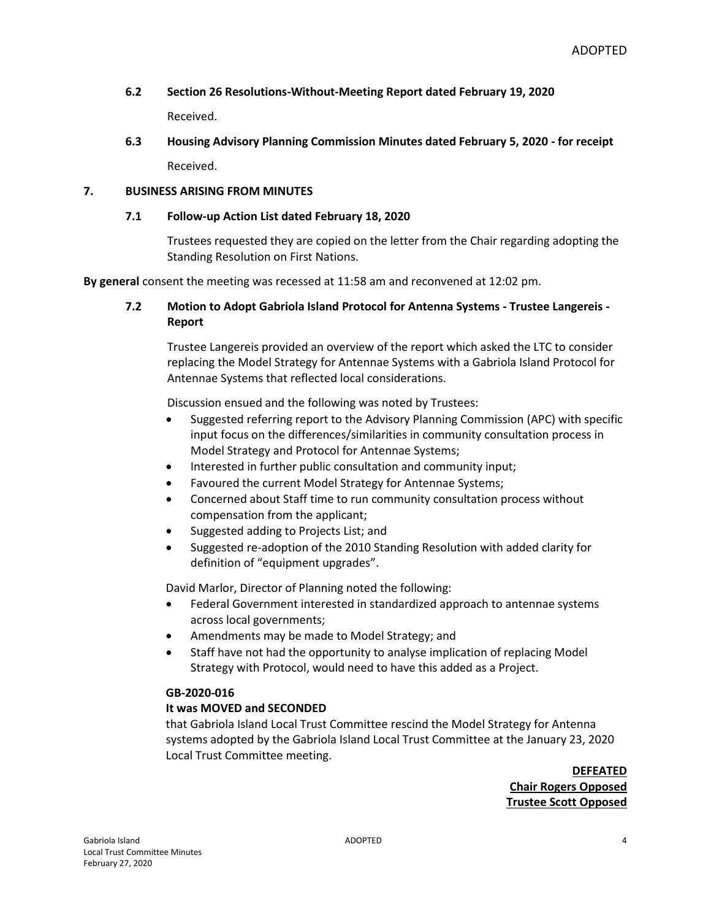ADOPTED

### 6.2 Section 26 Resolutions-Without-Meeting Report dated February 19, 2020

Received.

### 6.3 Housing Advisory Planning Commission Minutes dated February 5, 2020 - for receipt

Received.

## 7. BUSINESS ARISING FROM MINUTES

### 7.1 Follow-up Action List dated February 18, 2020

Trustees requested they are copied on the letter from the Chair regarding adopting the Standing Resolution on First Nations.

**By general** consent the meeting was recessed at 11:58 am and reconvened at 12:02 pm.

### 7.2 Motion to Adopt Gabriola Island Protocol for Antenna Systems - Trustee Langereis - Report

Trustee Langereis provided an overview of the report which asked the LTC to consider replacing the Model Strategy for Antennae Systems with a Gabriola Island Protocol for Antennae Systems that reflected local considerations.

Discussion ensued and the following was noted by Trustees:

- Suggested referring report to the Advisory Planning Commission (APC) with specific input focus on the differences/similarities in community consultation process in Model Strategy and Protocol for Antennae Systems;
- Interested in further public consultation and community input;
- Favoured the current Model Strategy for Antennae Systems;
- Concerned about Staff time to run community consultation process without compensation from the applicant;
- Suggested adding to Projects List; and
- Suggested re-adoption of the 2010 Standing Resolution with added clarity for definition of "equipment upgrades".

David Marlor, Director of Planning noted the following:

- Federal Government interested in standardized approach to antennae systems across local governments;
- Amendments may be made to Model Strategy; and
- Staff have not had the opportunity to analyse implication of replacing Model Strategy with Protocol, would need to have this added as a Project.

**GB-2020-016**

**It was MOVED and SECONDED**

that Gabriola Island Local Trust Committee rescind the Model Strategy for Antenna systems adopted by the Gabriola Island Local Trust Committee at the January 23, 2020 Local Trust Committee meeting.

**DEFEATED**
**Chair Rogers Opposed**
**Trustee Scott Opposed**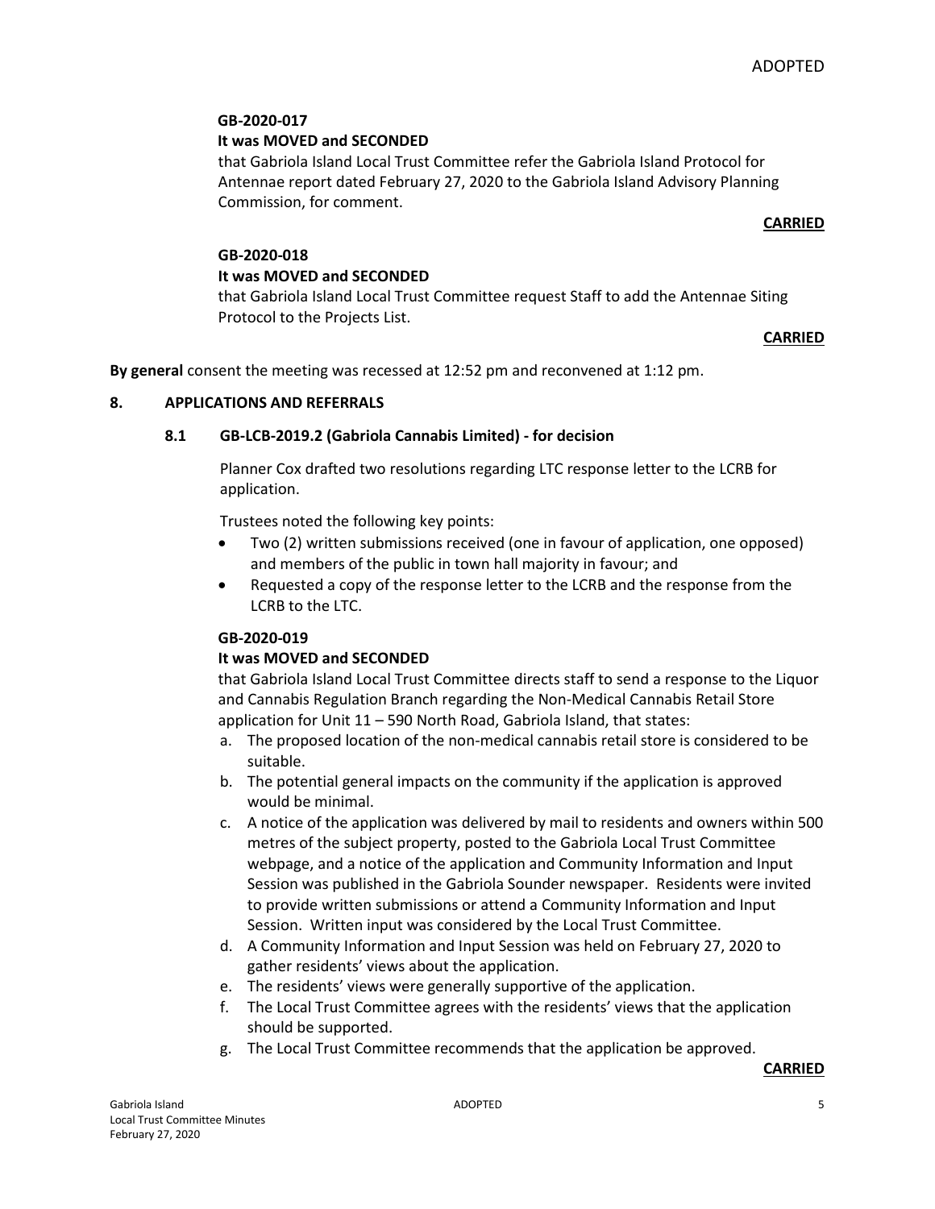**GB-2020-017**

**It was MOVED and SECONDED**

that Gabriola Island Local Trust Committee refer the Gabriola Island Protocol for Antennae report dated February 27, 2020 to the Gabriola Island Advisory Planning Commission, for comment.

**CARRIED**

**GB-2020-018**

**It was MOVED and SECONDED**

that Gabriola Island Local Trust Committee request Staff to add the Antennae Siting Protocol to the Projects List.

**CARRIED**

**By general** consent the meeting was recessed at 12:52 pm and reconvened at 1:12 pm.

## 8. APPLICATIONS AND REFERRALS

### 8.1 GB-LCB-2019.2 (Gabriola Cannabis Limited) - for decision

Planner Cox drafted two resolutions regarding LTC response letter to the LCRB for application.

Trustees noted the following key points:

- Two (2) written submissions received (one in favour of application, one opposed) and members of the public in town hall majority in favour; and
- Requested a copy of the response letter to the LCRB and the response from the LCRB to the LTC.

**GB-2020-019**

**It was MOVED and SECONDED**

that Gabriola Island Local Trust Committee directs staff to send a response to the Liquor and Cannabis Regulation Branch regarding the Non-Medical Cannabis Retail Store application for Unit 11 – 590 North Road, Gabriola Island, that states:

a. The proposed location of the non-medical cannabis retail store is considered to be suitable.
b. The potential general impacts on the community if the application is approved would be minimal.
c. A notice of the application was delivered by mail to residents and owners within 500 metres of the subject property, posted to the Gabriola Local Trust Committee webpage, and a notice of the application and Community Information and Input Session was published in the Gabriola Sounder newspaper. Residents were invited to provide written submissions or attend a Community Information and Input Session. Written input was considered by the Local Trust Committee.
d. A Community Information and Input Session was held on February 27, 2020 to gather residents' views about the application.
e. The residents' views were generally supportive of the application.
f. The Local Trust Committee agrees with the residents' views that the application should be supported.
g. The Local Trust Committee recommends that the application be approved.

**CARRIED**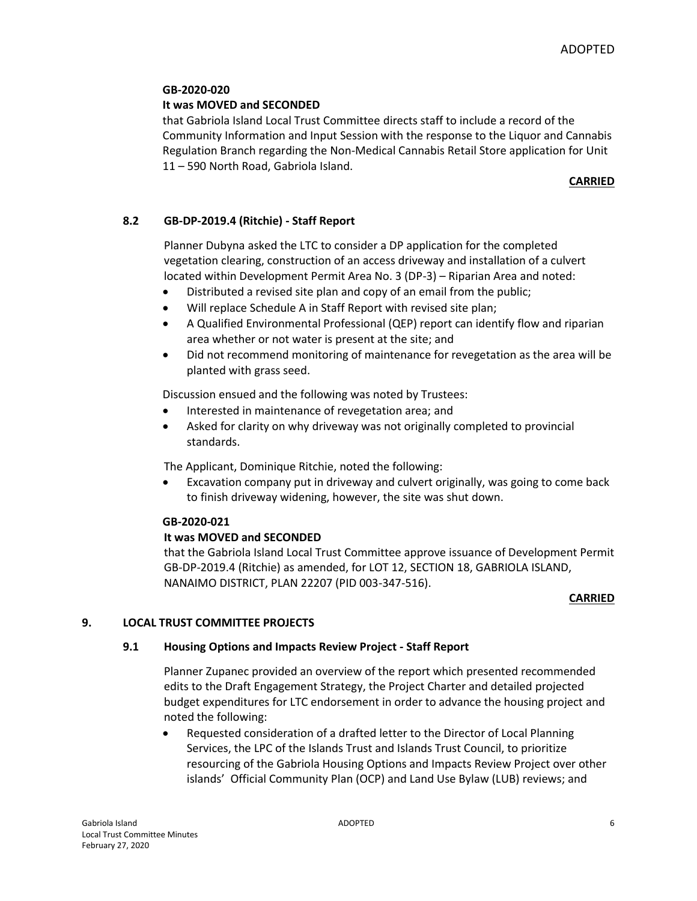**GB-2020-020**

**It was MOVED and SECONDED**

that Gabriola Island Local Trust Committee directs staff to include a record of the Community Information and Input Session with the response to the Liquor and Cannabis Regulation Branch regarding the Non-Medical Cannabis Retail Store application for Unit 11 – 590 North Road, Gabriola Island.

**CARRIED**

### 8.2 GB-DP-2019.4 (Ritchie) - Staff Report

Planner Dubyna asked the LTC to consider a DP application for the completed vegetation clearing, construction of an access driveway and installation of a culvert located within Development Permit Area No. 3 (DP-3) – Riparian Area and noted:

- Distributed a revised site plan and copy of an email from the public;
- Will replace Schedule A in Staff Report with revised site plan;
- A Qualified Environmental Professional (QEP) report can identify flow and riparian area whether or not water is present at the site; and
- Did not recommend monitoring of maintenance for revegetation as the area will be planted with grass seed.

Discussion ensued and the following was noted by Trustees:

- Interested in maintenance of revegetation area; and
- Asked for clarity on why driveway was not originally completed to provincial standards.

The Applicant, Dominique Ritchie, noted the following:

- Excavation company put in driveway and culvert originally, was going to come back to finish driveway widening, however, the site was shut down.

**GB-2020-021**

**It was MOVED and SECONDED**

that the Gabriola Island Local Trust Committee approve issuance of Development Permit GB-DP-2019.4 (Ritchie) as amended, for LOT 12, SECTION 18, GABRIOLA ISLAND, NANAIMO DISTRICT, PLAN 22207 (PID 003-347-516).

**CARRIED**

## 9. LOCAL TRUST COMMITTEE PROJECTS

### 9.1 Housing Options and Impacts Review Project - Staff Report

Planner Zupanec provided an overview of the report which presented recommended edits to the Draft Engagement Strategy, the Project Charter and detailed projected budget expenditures for LTC endorsement in order to advance the housing project and noted the following:

- Requested consideration of a drafted letter to the Director of Local Planning Services, the LPC of the Islands Trust and Islands Trust Council, to prioritize resourcing of the Gabriola Housing Options and Impacts Review Project over other islands' Official Community Plan (OCP) and Land Use Bylaw (LUB) reviews; and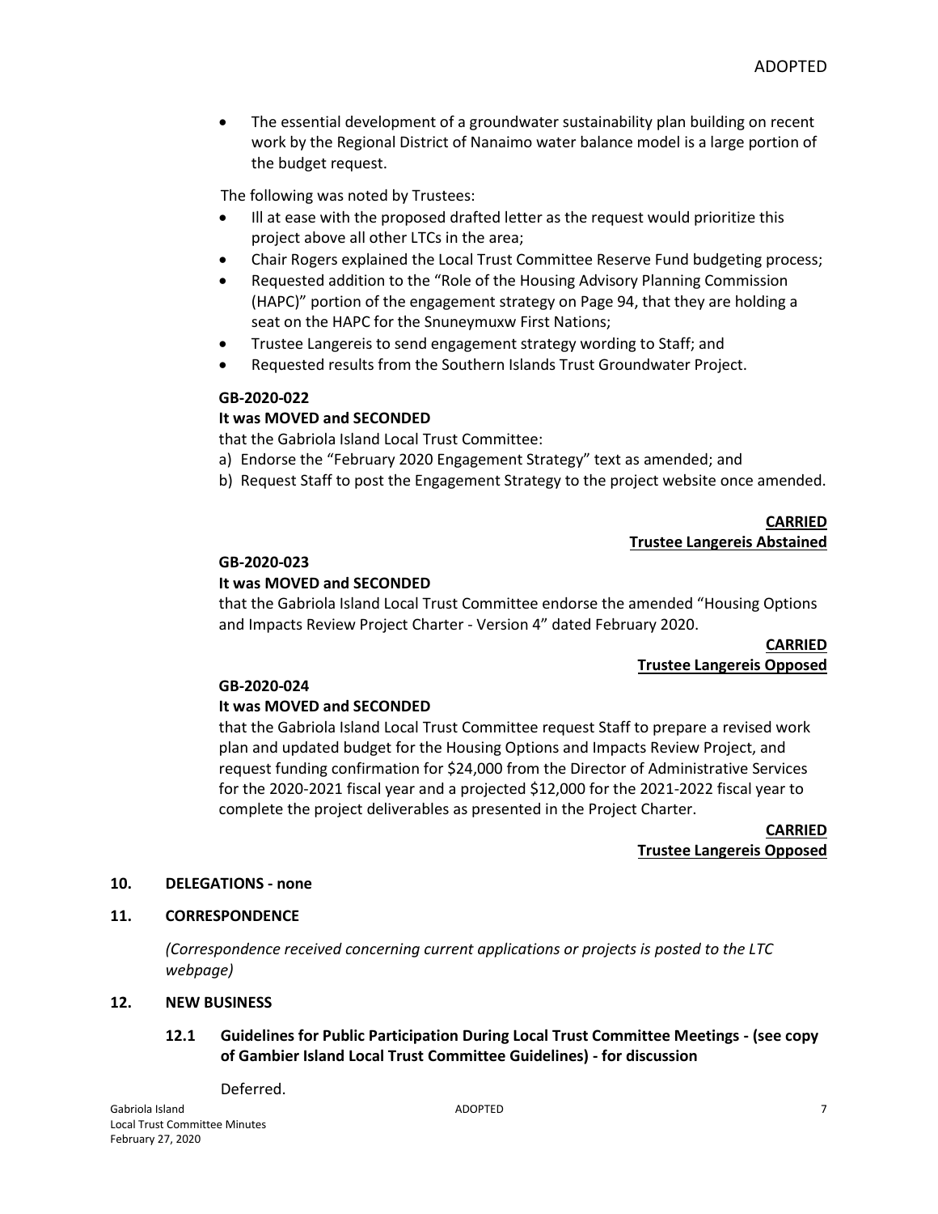- The essential development of a groundwater sustainability plan building on recent work by the Regional District of Nanaimo water balance model is a large portion of the budget request.

The following was noted by Trustees:

- Ill at ease with the proposed drafted letter as the request would prioritize this project above all other LTCs in the area;
- Chair Rogers explained the Local Trust Committee Reserve Fund budgeting process;
- Requested addition to the "Role of the Housing Advisory Planning Commission (HAPC)" portion of the engagement strategy on Page 94, that they are holding a seat on the HAPC for the Snuneymuxw First Nations;
- Trustee Langereis to send engagement strategy wording to Staff; and
- Requested results from the Southern Islands Trust Groundwater Project.

**GB-2020-022**

**It was MOVED and SECONDED**

that the Gabriola Island Local Trust Committee:

a) Endorse the "February 2020 Engagement Strategy" text as amended; and
b) Request Staff to post the Engagement Strategy to the project website once amended.

**CARRIED**
**Trustee Langereis Abstained**

**GB-2020-023**

**It was MOVED and SECONDED**

that the Gabriola Island Local Trust Committee endorse the amended "Housing Options and Impacts Review Project Charter - Version 4" dated February 2020.

**CARRIED**
**Trustee Langereis Opposed**

**GB-2020-024**

**It was MOVED and SECONDED**

that the Gabriola Island Local Trust Committee request Staff to prepare a revised work plan and updated budget for the Housing Options and Impacts Review Project, and request funding confirmation for $24,000 from the Director of Administrative Services for the 2020-2021 fiscal year and a projected $12,000 for the 2021-2022 fiscal year to complete the project deliverables as presented in the Project Charter.

**CARRIED**
**Trustee Langereis Opposed**

## 10. DELEGATIONS - none

## 11. CORRESPONDENCE

*(Correspondence received concerning current applications or projects is posted to the LTC webpage)*

## 12. NEW BUSINESS

### 12.1 Guidelines for Public Participation During Local Trust Committee Meetings - (see copy of Gambier Island Local Trust Committee Guidelines) - for discussion

Deferred.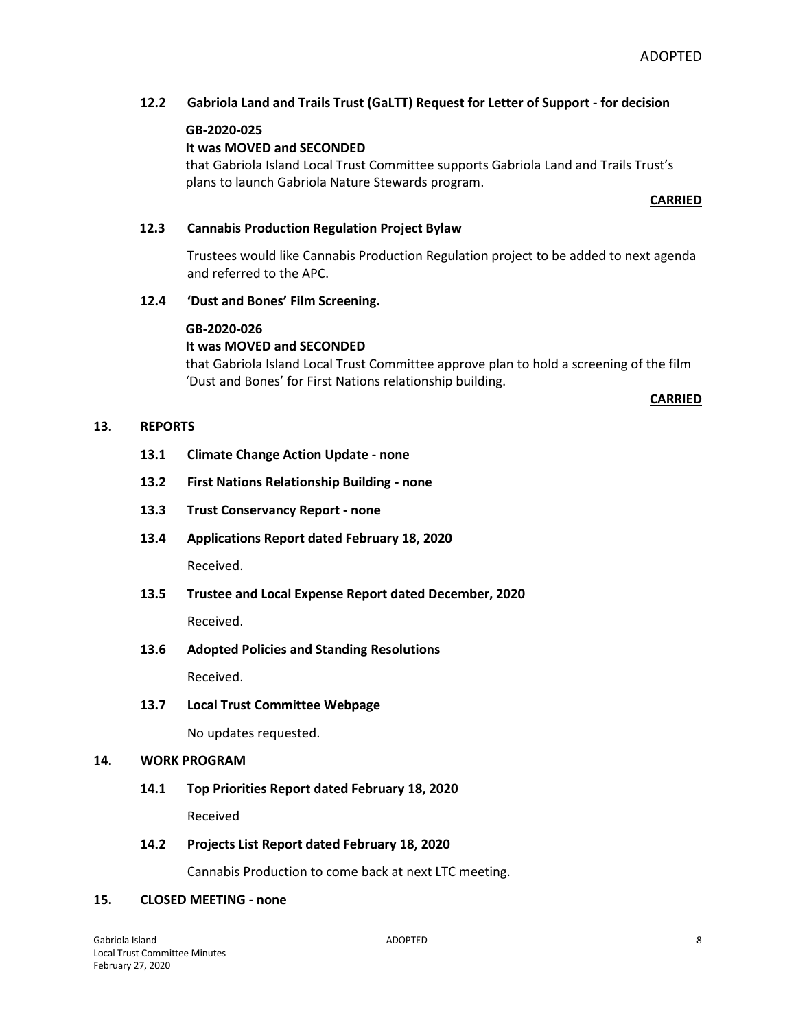ADOPTED

### 12.2 Gabriola Land and Trails Trust (GaLTT) Request for Letter of Support - for decision

**GB-2020-025**
**It was MOVED and SECONDED**
that Gabriola Island Local Trust Committee supports Gabriola Land and Trails Trust's plans to launch Gabriola Nature Stewards program.

**CARRIED**

### 12.3 Cannabis Production Regulation Project Bylaw

Trustees would like Cannabis Production Regulation project to be added to next agenda and referred to the APC.

### 12.4 'Dust and Bones' Film Screening.

**GB-2020-026**
**It was MOVED and SECONDED**
that Gabriola Island Local Trust Committee approve plan to hold a screening of the film 'Dust and Bones' for First Nations relationship building.

**CARRIED**

## 13. REPORTS

### 13.1 Climate Change Action Update - none

### 13.2 First Nations Relationship Building - none

### 13.3 Trust Conservancy Report - none

### 13.4 Applications Report dated February 18, 2020

Received.

### 13.5 Trustee and Local Expense Report dated December, 2020

Received.

### 13.6 Adopted Policies and Standing Resolutions

Received.

### 13.7 Local Trust Committee Webpage

No updates requested.

## 14. WORK PROGRAM

### 14.1 Top Priorities Report dated February 18, 2020

Received

### 14.2 Projects List Report dated February 18, 2020

Cannabis Production to come back at next LTC meeting.

## 15. CLOSED MEETING - none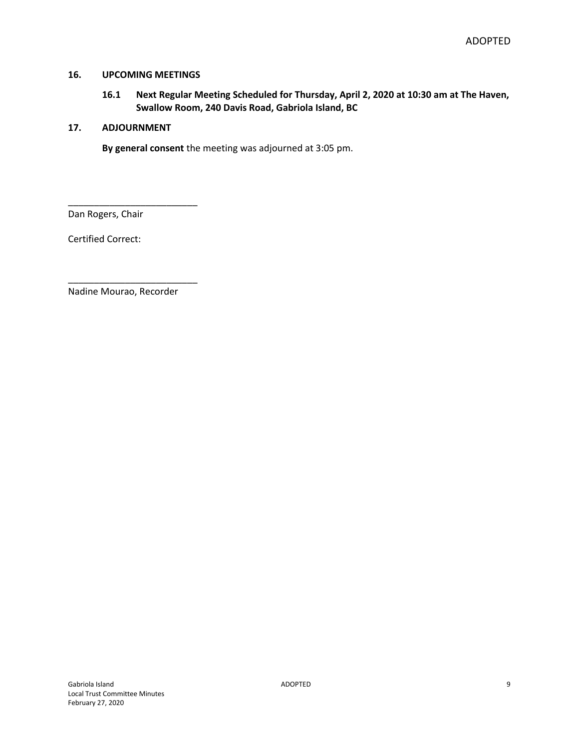## 16. UPCOMING MEETINGS

### 16.1 Next Regular Meeting Scheduled for Thursday, April 2, 2020 at 10:30 am at The Haven, Swallow Room, 240 Davis Road, Gabriola Island, BC

## 17. ADJOURNMENT

**By general consent** the meeting was adjourned at 3:05 pm.

_________________________

Dan Rogers, Chair

Certified Correct:

_________________________

Nadine Mourao, Recorder